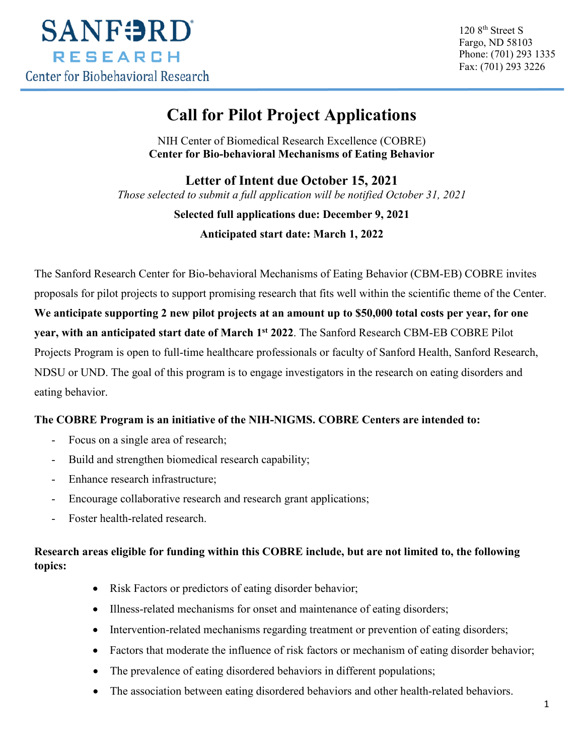**SANFORD RESEARCH**
Center for Biobehavioral Research

120 8th Street S
Fargo, ND 58103
Phone: (701) 293 1335
Fax: (701) 293 3226

# Call for Pilot Project Applications

NIH Center of Biomedical Research Excellence (COBRE)
**Center for Bio-behavioral Mechanisms of Eating Behavior**

## Letter of Intent due October 15, 2021

*Those selected to submit a full application will be notified October 31, 2021*

**Selected full applications due: December 9, 2021**

**Anticipated start date: March 1, 2022**

The Sanford Research Center for Bio-behavioral Mechanisms of Eating Behavior (CBM-EB) COBRE invites proposals for pilot projects to support promising research that fits well within the scientific theme of the Center. **We anticipate supporting 2 new pilot projects at an amount up to $50,000 total costs per year, for one year, with an anticipated start date of March 1st 2022**. The Sanford Research CBM-EB COBRE Pilot Projects Program is open to full-time healthcare professionals or faculty of Sanford Health, Sanford Research, NDSU or UND. The goal of this program is to engage investigators in the research on eating disorders and eating behavior.

**The COBRE Program is an initiative of the NIH-NIGMS. COBRE Centers are intended to:**

- Focus on a single area of research;
- Build and strengthen biomedical research capability;
- Enhance research infrastructure;
- Encourage collaborative research and research grant applications;
- Foster health-related research.

**Research areas eligible for funding within this COBRE include, but are not limited to, the following topics:**

- Risk Factors or predictors of eating disorder behavior;
- Illness-related mechanisms for onset and maintenance of eating disorders;
- Intervention-related mechanisms regarding treatment or prevention of eating disorders;
- Factors that moderate the influence of risk factors or mechanism of eating disorder behavior;
- The prevalence of eating disordered behaviors in different populations;
- The association between eating disordered behaviors and other health-related behaviors.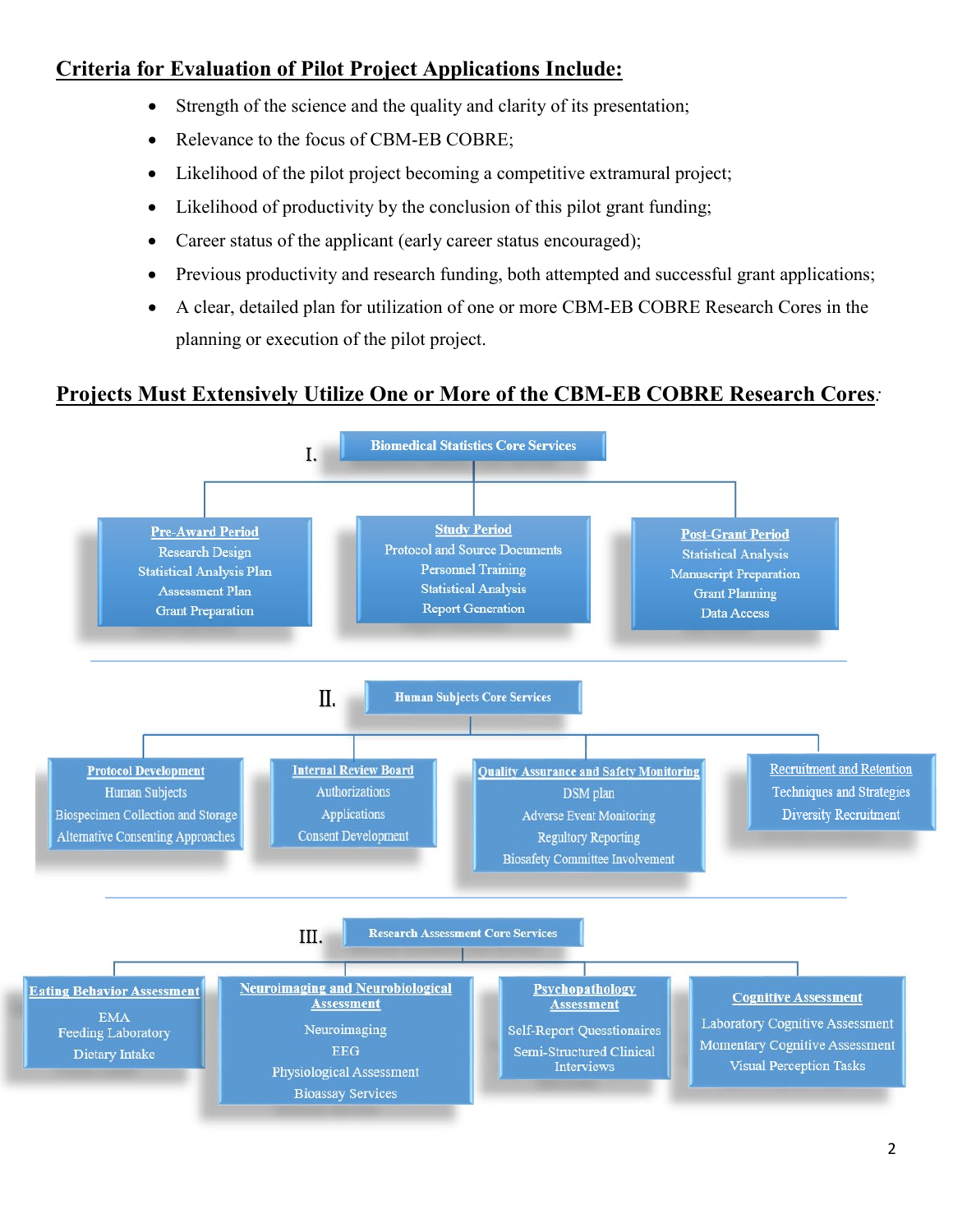## Criteria for Evaluation of Pilot Project Applications Include:

- Strength of the science and the quality and clarity of its presentation;
- Relevance to the focus of CBM-EB COBRE;
- Likelihood of the pilot project becoming a competitive extramural project;
- Likelihood of productivity by the conclusion of this pilot grant funding;
- Career status of the applicant (early career status encouraged);
- Previous productivity and research funding, both attempted and successful grant applications;
- A clear, detailed plan for utilization of one or more CBM-EB COBRE Research Cores in the planning or execution of the pilot project.

## Projects Must Extensively Utilize One or More of the CBM-EB COBRE Research Cores:

### I. Biomedical Statistics Core Services

- **Pre-Award Period**
  - Research Design
  - Statistical Analysis Plan
  - Assessment Plan
  - Grant Preparation
- **Study Period**
  - Protocol and Source Documents
  - Personnel Training
  - Statistical Analysis
  - Report Generation
- **Post-Grant Period**
  - Statistical Analysis
  - Manuscript Preparation
  - Grant Planning
  - Data Access

### II. Human Subjects Core Services

- **Protocol Development**
  - Human Subjects
  - Biospecimen Collection and Storage
  - Alternative Consenting Approaches
- **Internal Review Board**
  - Authorizations
  - Applications
  - Consent Development
- **Quality Assurance and Safety Monitoring**
  - DSM plan
  - Adverse Event Monitoring
  - Regultory Reporting
  - Biosafety Committee Involvement
- **Recruitment and Retention**
  - Techniques and Strategies
  - Diversity Recruitment

### III. Research Assessment Core Services

- **Eating Behavior Assessment**
  - EMA
  - Feeding Laboratory
  - Dietary Intake
- **Neuroimaging and Neurobiological Assessment**
  - Neuroimaging
  - EEG
  - Physiological Assessment
  - Bioassay Services
- **Psychopathology Assessment**
  - Self-Report Questionnaires
  - Semi-Structured Clinical Interviews
- **Cognitive Assessment**
  - Laboratory Cognitive Assessment
  - Momentary Cognitive Assessment
  - Visual Perception Tasks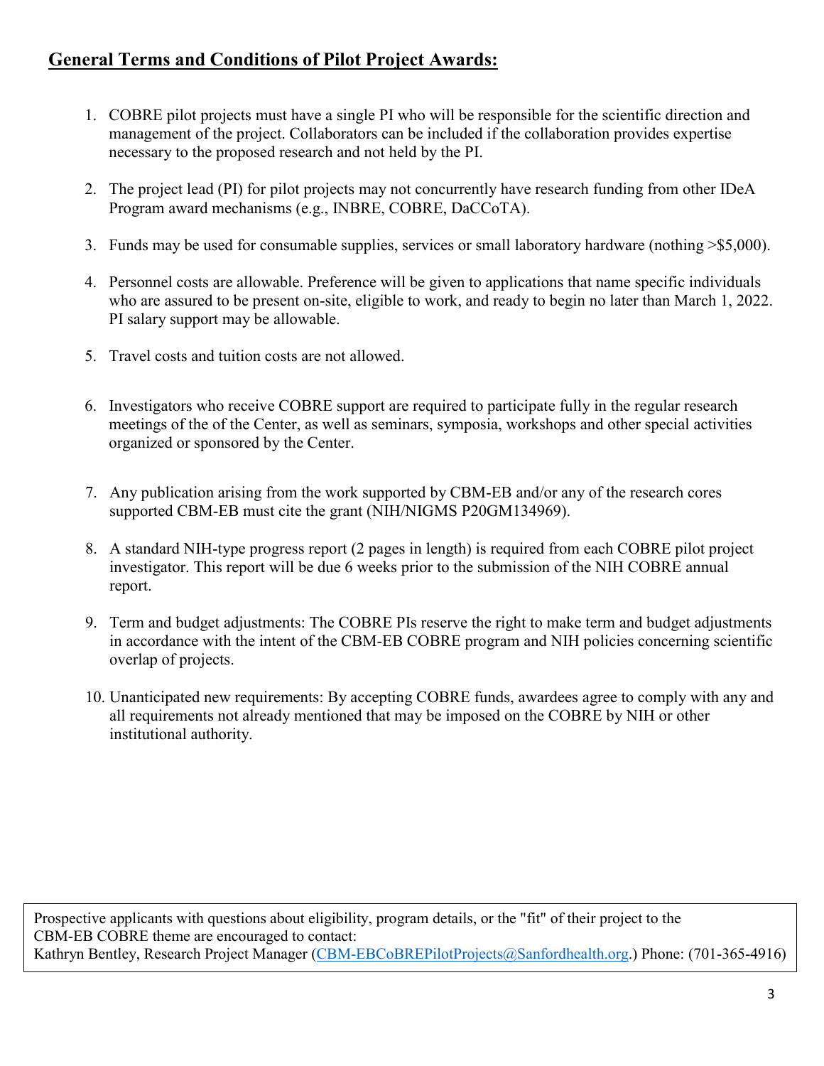## General Terms and Conditions of Pilot Project Awards:

1. COBRE pilot projects must have a single PI who will be responsible for the scientific direction and management of the project. Collaborators can be included if the collaboration provides expertise necessary to the proposed research and not held by the PI.
2. The project lead (PI) for pilot projects may not concurrently have research funding from other IDeA Program award mechanisms (e.g., INBRE, COBRE, DaCCoTA).
3. Funds may be used for consumable supplies, services or small laboratory hardware (nothing >$5,000).
4. Personnel costs are allowable. Preference will be given to applications that name specific individuals who are assured to be present on-site, eligible to work, and ready to begin no later than March 1, 2022. PI salary support may be allowable.
5. Travel costs and tuition costs are not allowed.
6. Investigators who receive COBRE support are required to participate fully in the regular research meetings of the of the Center, as well as seminars, symposia, workshops and other special activities organized or sponsored by the Center.
7. Any publication arising from the work supported by CBM-EB and/or any of the research cores supported CBM-EB must cite the grant (NIH/NIGMS P20GM134969).
8. A standard NIH-type progress report (2 pages in length) is required from each COBRE pilot project investigator. This report will be due 6 weeks prior to the submission of the NIH COBRE annual report.
9. Term and budget adjustments: The COBRE PIs reserve the right to make term and budget adjustments in accordance with the intent of the CBM-EB COBRE program and NIH policies concerning scientific overlap of projects.
10. Unanticipated new requirements: By accepting COBRE funds, awardees agree to comply with any and all requirements not already mentioned that may be imposed on the COBRE by NIH or other institutional authority.

Prospective applicants with questions about eligibility, program details, or the "fit" of their project to the CBM-EB COBRE theme are encouraged to contact:
Kathryn Bentley, Research Project Manager (CBM-EBCoBREPilotProjects@Sanfordhealth.org.) Phone: (701-365-4916)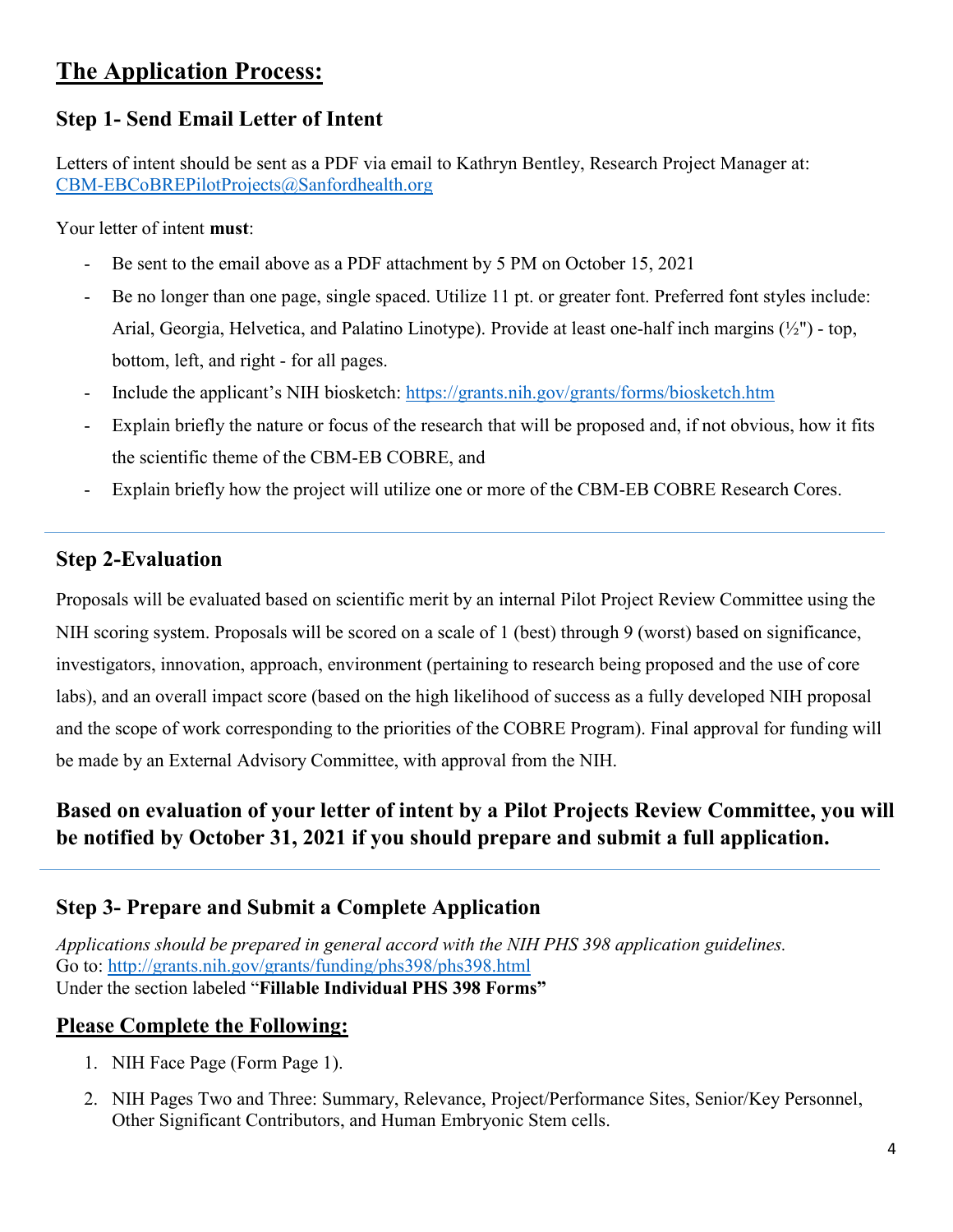## **The Application Process:**

### Step 1- Send Email Letter of Intent

Letters of intent should be sent as a PDF via email to Kathryn Bentley, Research Project Manager at: [CBM-EBCoBREPilotProjects@Sanfordhealth.org](mailto:CBM-EBCoBREPilotProjects@Sanfordhealth.org)

Your letter of intent **must**:

- Be sent to the email above as a PDF attachment by 5 PM on October 15, 2021
- Be no longer than one page, single spaced. Utilize 11 pt. or greater font. Preferred font styles include: Arial, Georgia, Helvetica, and Palatino Linotype). Provide at least one-half inch margins (½") - top, bottom, left, and right - for all pages.
- Include the applicant's NIH biosketch: [https://grants.nih.gov/grants/forms/biosketch.htm](https://grants.nih.gov/grants/forms/biosketch.htm)
- Explain briefly the nature or focus of the research that will be proposed and, if not obvious, how it fits the scientific theme of the CBM-EB COBRE, and
- Explain briefly how the project will utilize one or more of the CBM-EB COBRE Research Cores.

---

### Step 2-Evaluation

Proposals will be evaluated based on scientific merit by an internal Pilot Project Review Committee using the NIH scoring system. Proposals will be scored on a scale of 1 (best) through 9 (worst) based on significance, investigators, innovation, approach, environment (pertaining to research being proposed and the use of core labs), and an overall impact score (based on the high likelihood of success as a fully developed NIH proposal and the scope of work corresponding to the priorities of the COBRE Program). Final approval for funding will be made by an External Advisory Committee, with approval from the NIH.

### Based on evaluation of your letter of intent by a Pilot Projects Review Committee, you will be notified by October 31, 2021 if you should prepare and submit a full application.

---

### Step 3- Prepare and Submit a Complete Application

*Applications should be prepared in general accord with the NIH PHS 398 application guidelines.*
Go to: [http://grants.nih.gov/grants/funding/phs398/phs398.html](http://grants.nih.gov/grants/funding/phs398/phs398.html)
Under the section labeled "**Fillable Individual PHS 398 Forms"**

## **Please Complete the Following:**

1. NIH Face Page (Form Page 1).
2. NIH Pages Two and Three: Summary, Relevance, Project/Performance Sites, Senior/Key Personnel, Other Significant Contributors, and Human Embryonic Stem cells.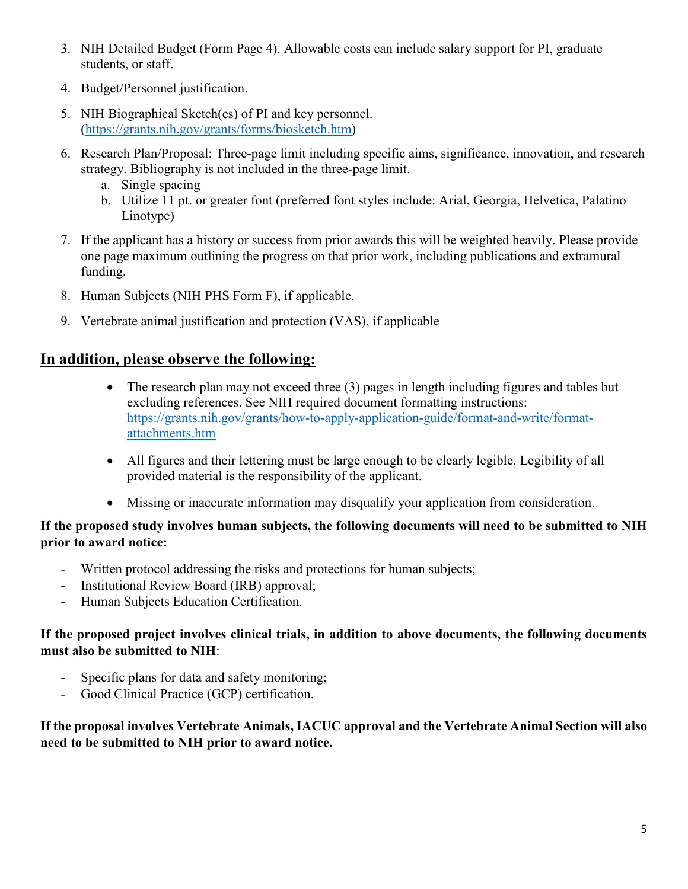3. NIH Detailed Budget (Form Page 4). Allowable costs can include salary support for PI, graduate students, or staff.

4. Budget/Personnel justification.

5. NIH Biographical Sketch(es) of PI and key personnel. (https://grants.nih.gov/grants/forms/biosketch.htm)

6. Research Plan/Proposal: Three-page limit including specific aims, significance, innovation, and research strategy. Bibliography is not included in the three-page limit.
   a. Single spacing
   b. Utilize 11 pt. or greater font (preferred font styles include: Arial, Georgia, Helvetica, Palatino Linotype)

7. If the applicant has a history or success from prior awards this will be weighted heavily. Please provide one page maximum outlining the progress on that prior work, including publications and extramural funding.

8. Human Subjects (NIH PHS Form F), if applicable.

9. Vertebrate animal justification and protection (VAS), if applicable

## In addition, please observe the following:

- The research plan may not exceed three (3) pages in length including figures and tables but excluding references. See NIH required document formatting instructions: https://grants.nih.gov/grants/how-to-apply-application-guide/format-and-write/format-attachments.htm

- All figures and their lettering must be large enough to be clearly legible. Legibility of all provided material is the responsibility of the applicant.

- Missing or inaccurate information may disqualify your application from consideration.

**If the proposed study involves human subjects, the following documents will need to be submitted to NIH prior to award notice:**

- Written protocol addressing the risks and protections for human subjects;
- Institutional Review Board (IRB) approval;
- Human Subjects Education Certification.

**If the proposed project involves clinical trials, in addition to above documents, the following documents must also be submitted to NIH**:

- Specific plans for data and safety monitoring;
- Good Clinical Practice (GCP) certification.

**If the proposal involves Vertebrate Animals, IACUC approval and the Vertebrate Animal Section will also need to be submitted to NIH prior to award notice.**